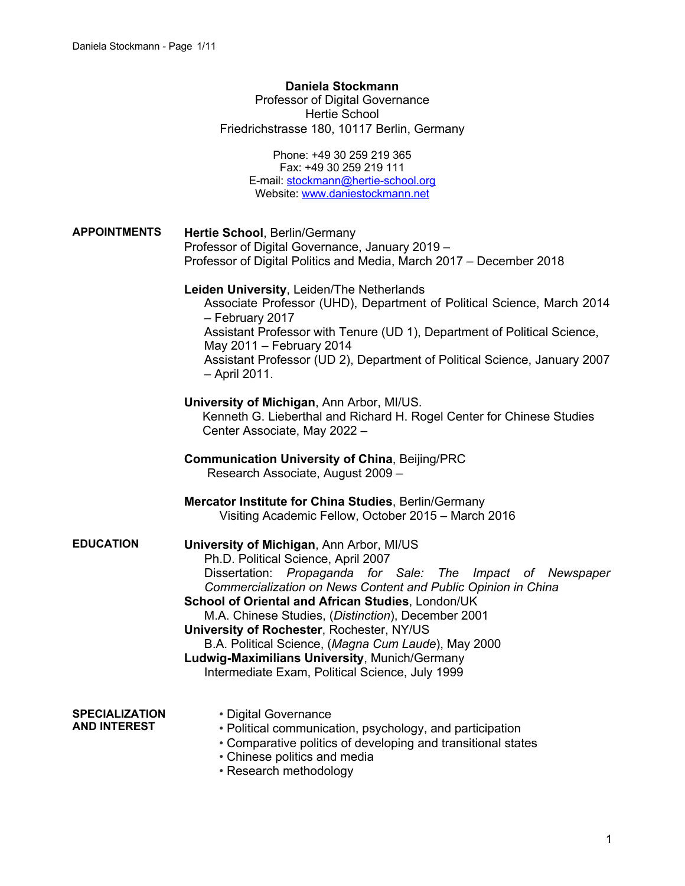# Daniela Stockmann

Professor of Digital Governance
Hertie School
Friedrichstrasse 180, 10117 Berlin, Germany

Phone: +49 30 259 219 365
Fax: +49 30 259 219 111
E-mail: [stockmann@hertie-school.org](mailto:stockmann@hertie-school.org)
Website: [www.daniestockmann.net](http://www.daniestockmann.net)

## APPOINTMENTS

**Hertie School**, Berlin/Germany
Professor of Digital Governance, January 2019 –
Professor of Digital Politics and Media, March 2017 – December 2018

**Leiden University**, Leiden/The Netherlands
Associate Professor (UHD), Department of Political Science, March 2014 – February 2017
Assistant Professor with Tenure (UD 1), Department of Political Science, May 2011 – February 2014
Assistant Professor (UD 2), Department of Political Science, January 2007 – April 2011.

**University of Michigan**, Ann Arbor, MI/US.
Kenneth G. Lieberthal and Richard H. Rogel Center for Chinese Studies Center Associate, May 2022 –

**Communication University of China**, Beijing/PRC
Research Associate, August 2009 –

**Mercator Institute for China Studies**, Berlin/Germany
Visiting Academic Fellow, October 2015 – March 2016

## EDUCATION

**University of Michigan**, Ann Arbor, MI/US
Ph.D. Political Science, April 2007
Dissertation: *Propaganda for Sale: The Impact of Newspaper Commercialization on News Content and Public Opinion in China*

**School of Oriental and African Studies**, London/UK
M.A. Chinese Studies, (*Distinction*), December 2001

**University of Rochester**, Rochester, NY/US
B.A. Political Science, (*Magna Cum Laude*), May 2000

**Ludwig-Maximilians University**, Munich/Germany
Intermediate Exam, Political Science, July 1999

## SPECIALIZATION AND INTEREST

- Digital Governance
- Political communication, psychology, and participation
- Comparative politics of developing and transitional states
- Chinese politics and media
- Research methodology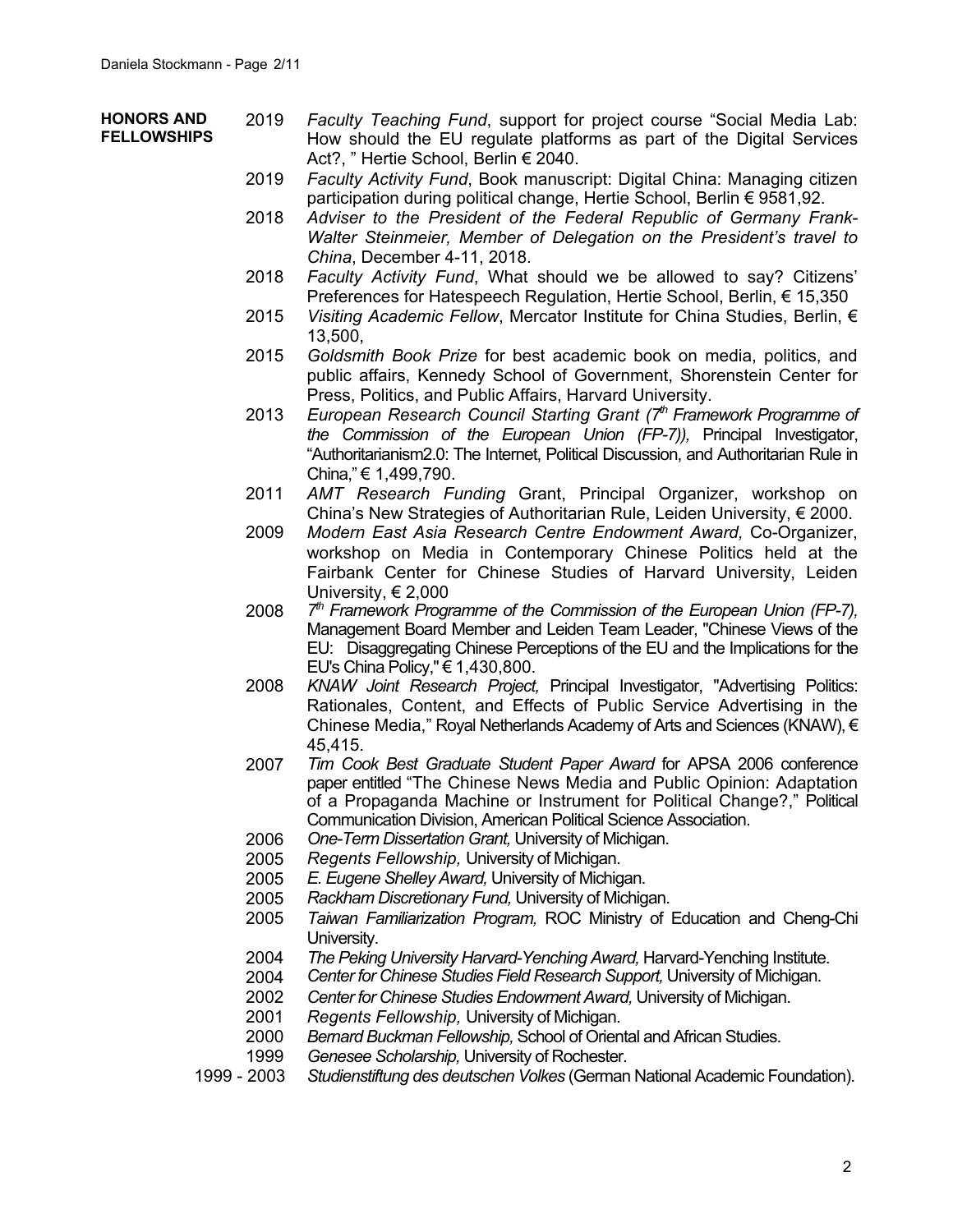**HONORS AND FELLOWSHIPS**

- 2019 *Faculty Teaching Fund*, support for project course "Social Media Lab: How should the EU regulate platforms as part of the Digital Services Act?, " Hertie School, Berlin € 2040.
- 2019 *Faculty Activity Fund*, Book manuscript: Digital China: Managing citizen participation during political change, Hertie School, Berlin € 9581,92.
- 2018 *Adviser to the President of the Federal Republic of Germany Frank-Walter Steinmeier, Member of Delegation on the President's travel to China*, December 4-11, 2018.
- 2018 *Faculty Activity Fund*, What should we be allowed to say? Citizens' Preferences for Hatespeech Regulation, Hertie School, Berlin, € 15,350
- 2015 *Visiting Academic Fellow*, Mercator Institute for China Studies, Berlin, € 13,500,
- 2015 *Goldsmith Book Prize* for best academic book on media, politics, and public affairs, Kennedy School of Government, Shorenstein Center for Press, Politics, and Public Affairs, Harvard University.
- 2013 *European Research Council Starting Grant (7th Framework Programme of the Commission of the European Union (FP-7)),* Principal Investigator, "Authoritarianism2.0: The Internet, Political Discussion, and Authoritarian Rule in China," € 1,499,790.
- 2011 *AMT Research Funding* Grant, Principal Organizer, workshop on China's New Strategies of Authoritarian Rule, Leiden University, € 2000.
- 2009 *Modern East Asia Research Centre Endowment Award,* Co-Organizer, workshop on Media in Contemporary Chinese Politics held at the Fairbank Center for Chinese Studies of Harvard University, Leiden University, € 2,000
- 2008 *7th Framework Programme of the Commission of the European Union (FP-7),* Management Board Member and Leiden Team Leader, "Chinese Views of the EU: Disaggregating Chinese Perceptions of the EU and the Implications for the EU's China Policy," € 1,430,800.
- 2008 *KNAW Joint Research Project,* Principal Investigator, "Advertising Politics: Rationales, Content, and Effects of Public Service Advertising in the Chinese Media," Royal Netherlands Academy of Arts and Sciences (KNAW), € 45,415.
- 2007 *Tim Cook Best Graduate Student Paper Award* for APSA 2006 conference paper entitled "The Chinese News Media and Public Opinion: Adaptation of a Propaganda Machine or Instrument for Political Change?," Political Communication Division, American Political Science Association.
- 2006 *One-Term Dissertation Grant,* University of Michigan.
- 2005 *Regents Fellowship,* University of Michigan.
- 2005 *E. Eugene Shelley Award,* University of Michigan.
- 2005 *Rackham Discretionary Fund,* University of Michigan.
- 2005 *Taiwan Familiarization Program,* ROC Ministry of Education and Cheng-Chi University.
- 2004 *The Peking University Harvard-Yenching Award,* Harvard-Yenching Institute.
- 2004 *Center for Chinese Studies Field Research Support,* University of Michigan.
- 2002 *Center for Chinese Studies Endowment Award,* University of Michigan.
- 2001 *Regents Fellowship,* University of Michigan.
- 2000 *Bernard Buckman Fellowship,* School of Oriental and African Studies.
- 1999 *Genesee Scholarship,* University of Rochester.
- 1999 - 2003 *Studienstiftung des deutschen Volkes* (German National Academic Foundation).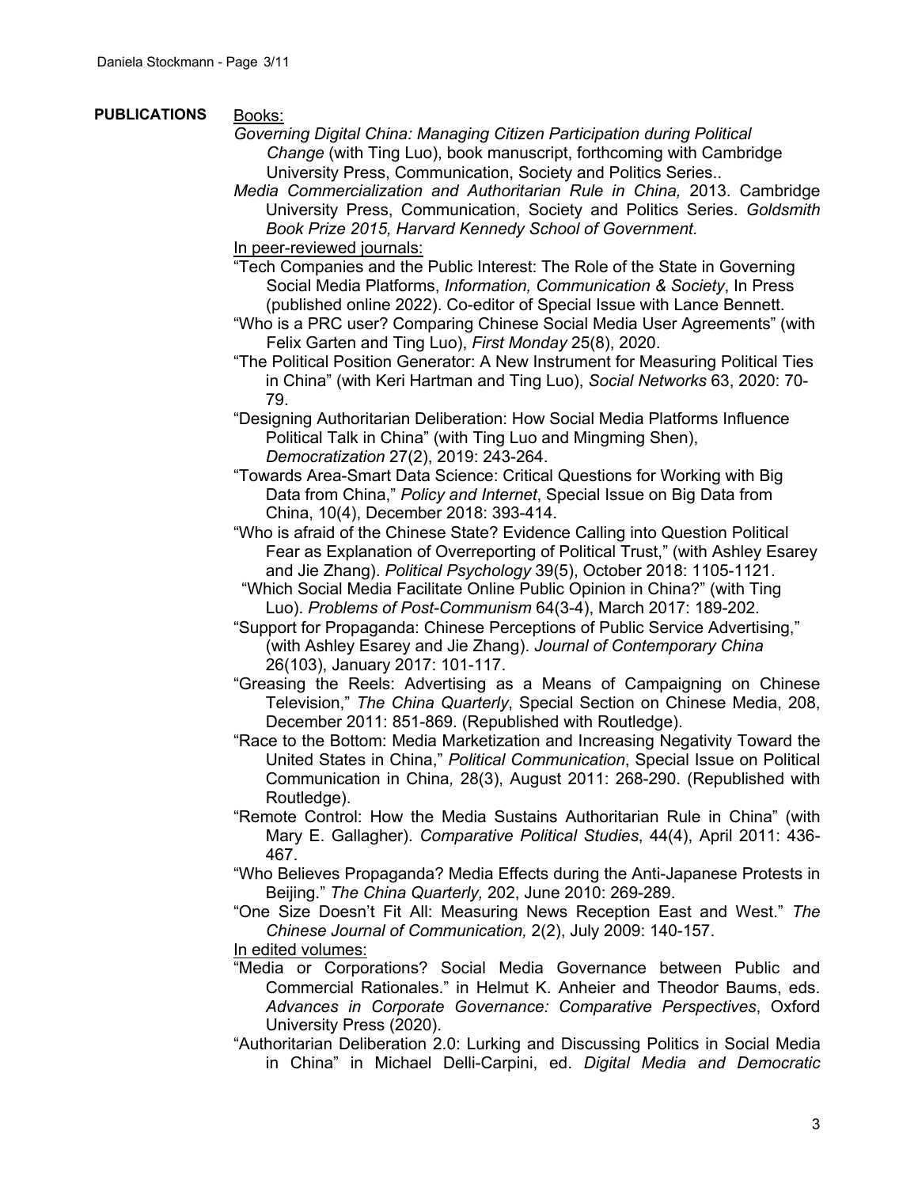**PUBLICATIONS**

Books:

*Governing Digital China: Managing Citizen Participation during Political Change* (with Ting Luo), book manuscript, forthcoming with Cambridge University Press, Communication, Society and Politics Series..

*Media Commercialization and Authoritarian Rule in China,* 2013. Cambridge University Press, Communication, Society and Politics Series. *Goldsmith Book Prize 2015, Harvard Kennedy School of Government.*

In peer-reviewed journals:

"Tech Companies and the Public Interest: The Role of the State in Governing Social Media Platforms, *Information, Communication & Society*, In Press (published online 2022). Co-editor of Special Issue with Lance Bennett.

"Who is a PRC user? Comparing Chinese Social Media User Agreements" (with Felix Garten and Ting Luo), *First Monday* 25(8), 2020.

"The Political Position Generator: A New Instrument for Measuring Political Ties in China" (with Keri Hartman and Ting Luo), *Social Networks* 63, 2020: 70-79.

"Designing Authoritarian Deliberation: How Social Media Platforms Influence Political Talk in China" (with Ting Luo and Mingming Shen), *Democratization* 27(2), 2019: 243-264.

"Towards Area-Smart Data Science: Critical Questions for Working with Big Data from China," *Policy and Internet*, Special Issue on Big Data from China, 10(4), December 2018: 393-414.

"Who is afraid of the Chinese State? Evidence Calling into Question Political Fear as Explanation of Overreporting of Political Trust," (with Ashley Esarey and Jie Zhang). *Political Psychology* 39(5), October 2018: 1105-1121.

"Which Social Media Facilitate Online Public Opinion in China?" (with Ting Luo). *Problems of Post-Communism* 64(3-4), March 2017: 189-202.

"Support for Propaganda: Chinese Perceptions of Public Service Advertising," (with Ashley Esarey and Jie Zhang). *Journal of Contemporary China* 26(103), January 2017: 101-117.

"Greasing the Reels: Advertising as a Means of Campaigning on Chinese Television," *The China Quarterly*, Special Section on Chinese Media, 208, December 2011: 851-869. (Republished with Routledge).

"Race to the Bottom: Media Marketization and Increasing Negativity Toward the United States in China," *Political Communication*, Special Issue on Political Communication in China*,* 28(3), August 2011: 268-290. (Republished with Routledge).

"Remote Control: How the Media Sustains Authoritarian Rule in China" (with Mary E. Gallagher). *Comparative Political Studies*, 44(4), April 2011: 436-467.

"Who Believes Propaganda? Media Effects during the Anti-Japanese Protests in Beijing." *The China Quarterly,* 202, June 2010: 269-289.

"One Size Doesn't Fit All: Measuring News Reception East and West." *The Chinese Journal of Communication,* 2(2), July 2009: 140-157.

In edited volumes:

"Media or Corporations? Social Media Governance between Public and Commercial Rationales." in Helmut K. Anheier and Theodor Baums, eds. *Advances in Corporate Governance: Comparative Perspectives*, Oxford University Press (2020).

"Authoritarian Deliberation 2.0: Lurking and Discussing Politics in Social Media in China" in Michael Delli-Carpini, ed. *Digital Media and Democratic*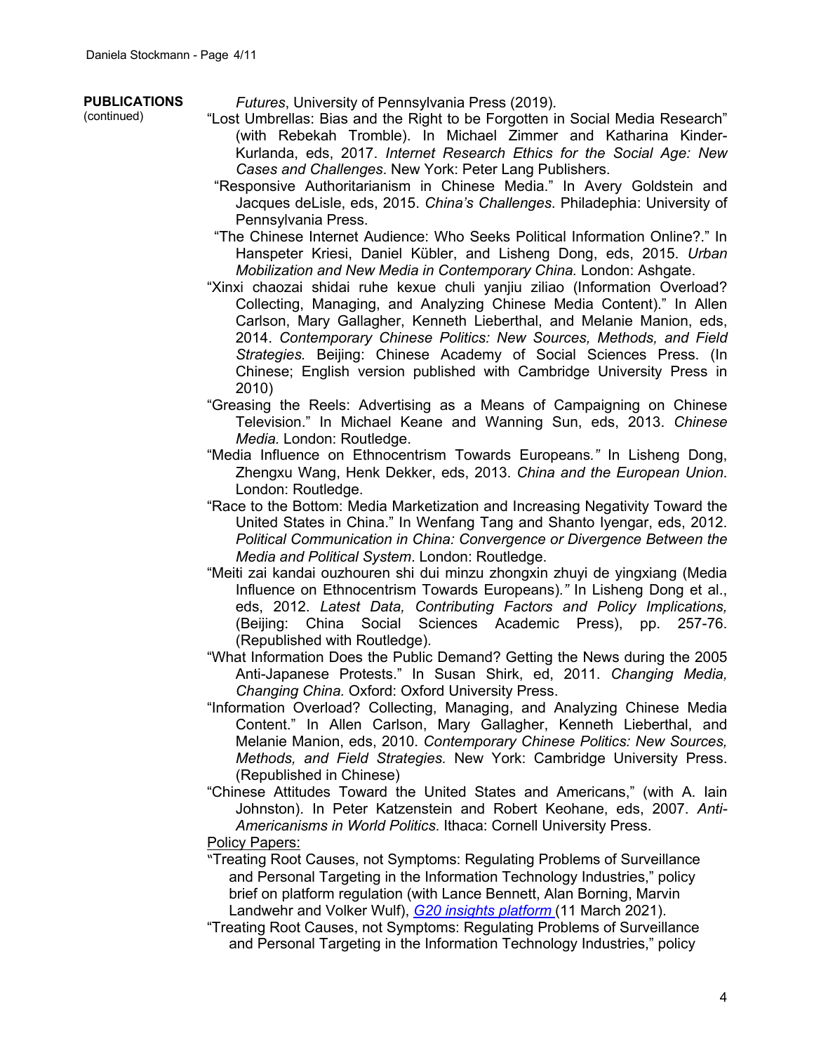**PUBLICATIONS** (continued)

*Futures*, University of Pennsylvania Press (2019).

"Lost Umbrellas: Bias and the Right to be Forgotten in Social Media Research" (with Rebekah Tromble). In Michael Zimmer and Katharina Kinder-Kurlanda, eds, 2017. *Internet Research Ethics for the Social Age: New Cases and Challenges*. New York: Peter Lang Publishers.

"Responsive Authoritarianism in Chinese Media." In Avery Goldstein and Jacques deLisle, eds, 2015. *China's Challenges*. Philadephia: University of Pennsylvania Press.

"The Chinese Internet Audience: Who Seeks Political Information Online?." In Hanspeter Kriesi, Daniel Kübler, and Lisheng Dong, eds, 2015. *Urban Mobilization and New Media in Contemporary China.* London: Ashgate.

"Xinxi chaozai shidai ruhe kexue chuli yanjiu ziliao (Information Overload? Collecting, Managing, and Analyzing Chinese Media Content)." In Allen Carlson, Mary Gallagher, Kenneth Lieberthal, and Melanie Manion, eds, 2014. *Contemporary Chinese Politics: New Sources, Methods, and Field Strategies.* Beijing: Chinese Academy of Social Sciences Press. (In Chinese; English version published with Cambridge University Press in 2010)

"Greasing the Reels: Advertising as a Means of Campaigning on Chinese Television." In Michael Keane and Wanning Sun, eds, 2013. *Chinese Media.* London: Routledge.

"Media Influence on Ethnocentrism Towards Europeans*."* In Lisheng Dong, Zhengxu Wang, Henk Dekker, eds, 2013. *China and the European Union*. London: Routledge.

"Race to the Bottom: Media Marketization and Increasing Negativity Toward the United States in China." In Wenfang Tang and Shanto Iyengar, eds, 2012. *Political Communication in China: Convergence or Divergence Between the Media and Political System*. London: Routledge.

"Meiti zai kandai ouzhouren shi dui minzu zhongxin zhuyi de yingxiang (Media Influence on Ethnocentrism Towards Europeans)*."* In Lisheng Dong et al., eds, 2012. *Latest Data, Contributing Factors and Policy Implications,* (Beijing: China Social Sciences Academic Press), pp. 257-76. (Republished with Routledge).

"What Information Does the Public Demand? Getting the News during the 2005 Anti-Japanese Protests." In Susan Shirk, ed, 2011. *Changing Media, Changing China.* Oxford: Oxford University Press.

"Information Overload? Collecting, Managing, and Analyzing Chinese Media Content." In Allen Carlson, Mary Gallagher, Kenneth Lieberthal, and Melanie Manion, eds, 2010. *Contemporary Chinese Politics: New Sources, Methods, and Field Strategies.* New York: Cambridge University Press. (Republished in Chinese)

"Chinese Attitudes Toward the United States and Americans," (with A. Iain Johnston). In Peter Katzenstein and Robert Keohane, eds, 2007. *Anti-Americanisms in World Politics*. Ithaca: Cornell University Press.

Policy Papers:

"Treating Root Causes, not Symptoms: Regulating Problems of Surveillance and Personal Targeting in the Information Technology Industries," policy brief on platform regulation (with Lance Bennett, Alan Borning, Marvin Landwehr and Volker Wulf), *G20 insights platform* (11 March 2021).

"Treating Root Causes, not Symptoms: Regulating Problems of Surveillance and Personal Targeting in the Information Technology Industries," policy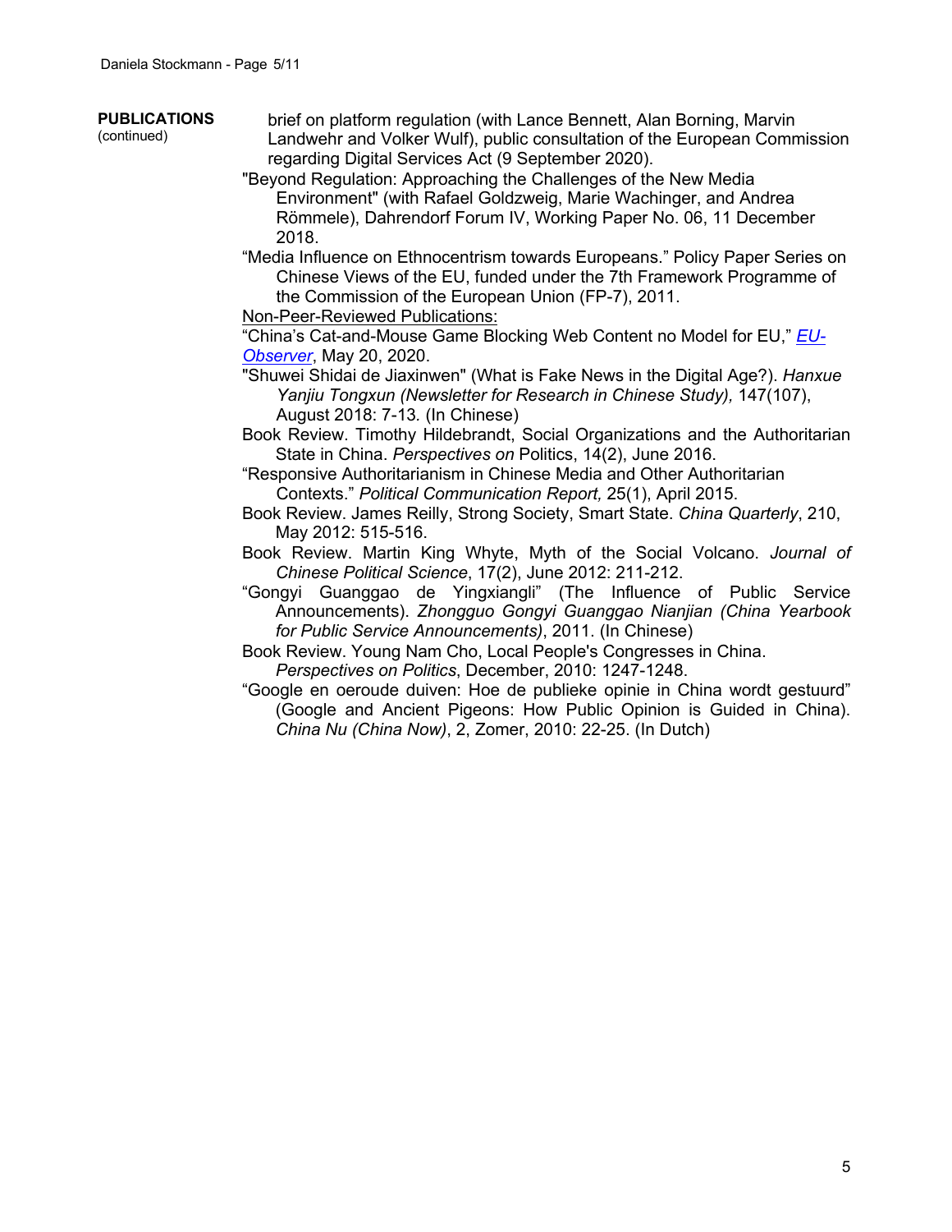**PUBLICATIONS** (continued)

brief on platform regulation (with Lance Bennett, Alan Borning, Marvin Landwehr and Volker Wulf), public consultation of the European Commission regarding Digital Services Act (9 September 2020).

"Beyond Regulation: Approaching the Challenges of the New Media Environment" (with Rafael Goldzweig, Marie Wachinger, and Andrea Römmele), Dahrendorf Forum IV, Working Paper No. 06, 11 December 2018.

"Media Influence on Ethnocentrism towards Europeans." Policy Paper Series on Chinese Views of the EU, funded under the 7th Framework Programme of the Commission of the European Union (FP-7), 2011.

Non-Peer-Reviewed Publications:

"China's Cat-and-Mouse Game Blocking Web Content no Model for EU," *EU-Observer*, May 20, 2020.

"Shuwei Shidai de Jiaxinwen" (What is Fake News in the Digital Age?). *Hanxue Yanjiu Tongxun (Newsletter for Research in Chinese Study),* 147(107), August 2018: 7-13. (In Chinese)

Book Review. Timothy Hildebrandt, Social Organizations and the Authoritarian State in China. *Perspectives on* Politics, 14(2), June 2016.

"Responsive Authoritarianism in Chinese Media and Other Authoritarian Contexts." *Political Communication Report,* 25(1), April 2015.

Book Review. James Reilly, Strong Society, Smart State. *China Quarterly*, 210, May 2012: 515-516.

Book Review. Martin King Whyte, Myth of the Social Volcano. *Journal of Chinese Political Science*, 17(2), June 2012: 211-212.

"Gongyi Guanggao de Yingxiangli" (The Influence of Public Service Announcements). *Zhongguo Gongyi Guanggao Nianjian (China Yearbook for Public Service Announcements)*, 2011. (In Chinese)

Book Review. Young Nam Cho, Local People's Congresses in China. *Perspectives on Politics*, December, 2010: 1247-1248.

"Google en oeroude duiven: Hoe de publieke opinie in China wordt gestuurd" (Google and Ancient Pigeons: How Public Opinion is Guided in China). *China Nu (China Now)*, 2, Zomer, 2010: 22-25. (In Dutch)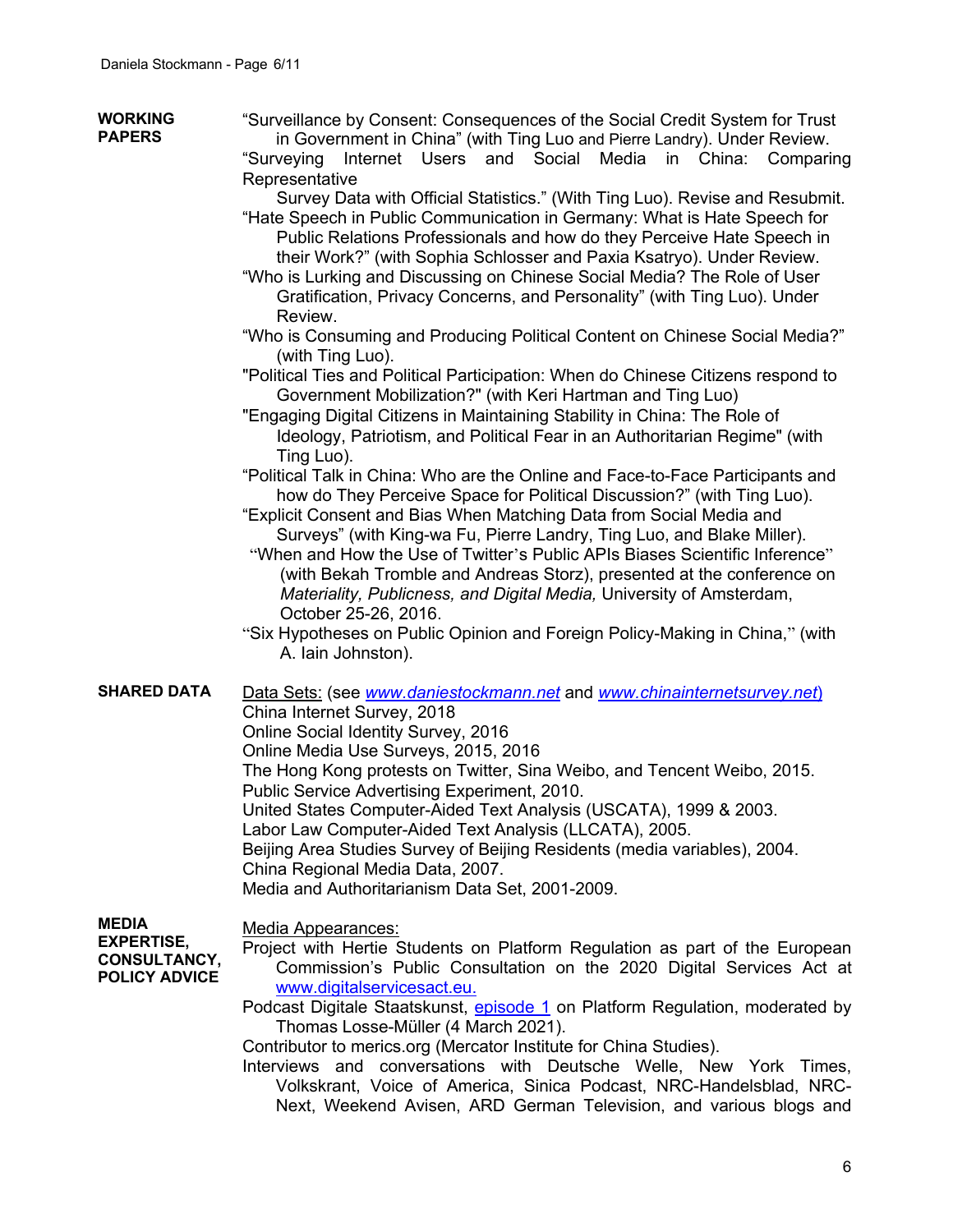## WORKING PAPERS

"Surveillance by Consent: Consequences of the Social Credit System for Trust in Government in China" (with Ting Luo and Pierre Landry). Under Review.

"Surveying Internet Users and Social Media in China: Comparing Representative Survey Data with Official Statistics." (With Ting Luo). Revise and Resubmit.

"Hate Speech in Public Communication in Germany: What is Hate Speech for Public Relations Professionals and how do they Perceive Hate Speech in their Work?" (with Sophia Schlosser and Paxia Ksatryo). Under Review.

"Who is Lurking and Discussing on Chinese Social Media? The Role of User Gratification, Privacy Concerns, and Personality" (with Ting Luo). Under Review.

"Who is Consuming and Producing Political Content on Chinese Social Media?" (with Ting Luo).

"Political Ties and Political Participation: When do Chinese Citizens respond to Government Mobilization?" (with Keri Hartman and Ting Luo)

"Engaging Digital Citizens in Maintaining Stability in China: The Role of Ideology, Patriotism, and Political Fear in an Authoritarian Regime" (with Ting Luo).

"Political Talk in China: Who are the Online and Face-to-Face Participants and how do They Perceive Space for Political Discussion?" (with Ting Luo).

"Explicit Consent and Bias When Matching Data from Social Media and Surveys" (with King-wa Fu, Pierre Landry, Ting Luo, and Blake Miller).

"When and How the Use of Twitter's Public APIs Biases Scientific Inference" (with Bekah Tromble and Andreas Storz), presented at the conference on *Materiality, Publicness, and Digital Media,* University of Amsterdam, October 25-26, 2016.

"Six Hypotheses on Public Opinion and Foreign Policy-Making in China," (with A. Iain Johnston).

## SHARED DATA

Data Sets: (see *www.daniestockmann.net* and *www.chinainternetsurvey.net*)

China Internet Survey, 2018
Online Social Identity Survey, 2016
Online Media Use Surveys, 2015, 2016
The Hong Kong protests on Twitter, Sina Weibo, and Tencent Weibo, 2015.
Public Service Advertising Experiment, 2010.
United States Computer-Aided Text Analysis (USCATA), 1999 & 2003.
Labor Law Computer-Aided Text Analysis (LLCATA), 2005.
Beijing Area Studies Survey of Beijing Residents (media variables), 2004.
China Regional Media Data, 2007.
Media and Authoritarianism Data Set, 2001-2009.

## MEDIA EXPERTISE, CONSULTANCY, POLICY ADVICE

Media Appearances:

Project with Hertie Students on Platform Regulation as part of the European Commission's Public Consultation on the 2020 Digital Services Act at www.digitalserviceact.eu.

Podcast Digitale Staatskunst, episode 1 on Platform Regulation, moderated by Thomas Losse-Müller (4 March 2021).

Contributor to merics.org (Mercator Institute for China Studies).

Interviews and conversations with Deutsche Welle, New York Times, Volkskrant, Voice of America, Sinica Podcast, NRC-Handelsblad, NRC-Next, Weekend Avisen, ARD German Television, and various blogs and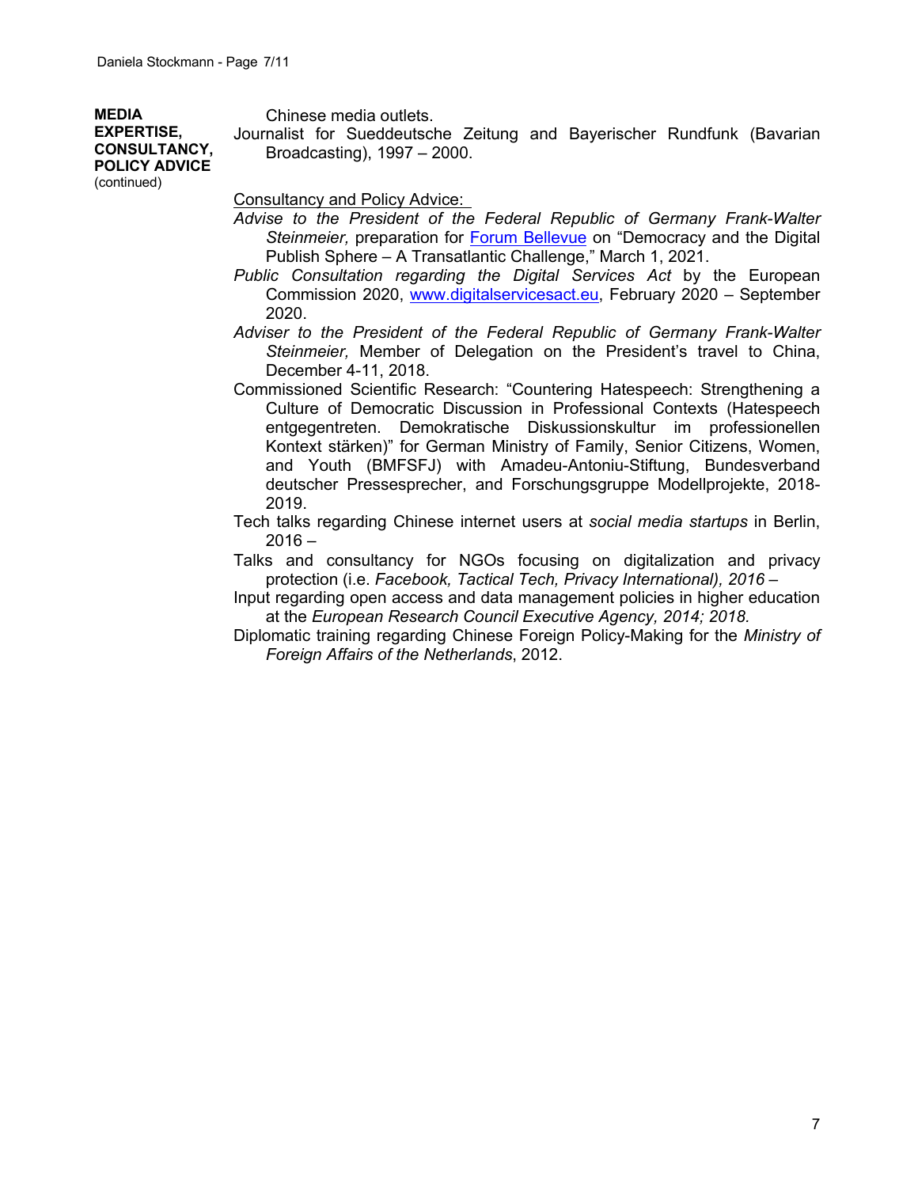**MEDIA EXPERTISE, CONSULTANCY, POLICY ADVICE** (continued)

Chinese media outlets.

Journalist for Sueddeutsche Zeitung and Bayerischer Rundfunk (Bavarian Broadcasting), 1997 – 2000.

Consultancy and Policy Advice:

*Advise to the President of the Federal Republic of Germany Frank-Walter Steinmeier,* preparation for [Forum Bellevue]() on "Democracy and the Digital Publish Sphere – A Transatlantic Challenge," March 1, 2021.

*Public Consultation regarding the Digital Services Act* by the European Commission 2020, [www.digitalservicesact.eu](www.digitalservicesact.eu), February 2020 – September 2020.

*Adviser to the President of the Federal Republic of Germany Frank-Walter Steinmeier,* Member of Delegation on the President's travel to China, December 4-11, 2018.

Commissioned Scientific Research: "Countering Hatespeech: Strengthening a Culture of Democratic Discussion in Professional Contexts (Hatespeech entgegentreten. Demokratische Diskussionskultur im professionellen Kontext stärken)" for German Ministry of Family, Senior Citizens, Women, and Youth (BMFSFJ) with Amadeu-Antoniu-Stiftung, Bundesverband deutscher Pressesprecher, and Forschungsgruppe Modellprojekte, 2018-2019.

Tech talks regarding Chinese internet users at *social media startups* in Berlin, 2016 –

Talks and consultancy for NGOs focusing on digitalization and privacy protection (i.e. *Facebook, Tactical Tech, Privacy International), 2016 –*

Input regarding open access and data management policies in higher education at the *European Research Council Executive Agency, 2014; 2018.*

Diplomatic training regarding Chinese Foreign Policy-Making for the *Ministry of Foreign Affairs of the Netherlands*, 2012.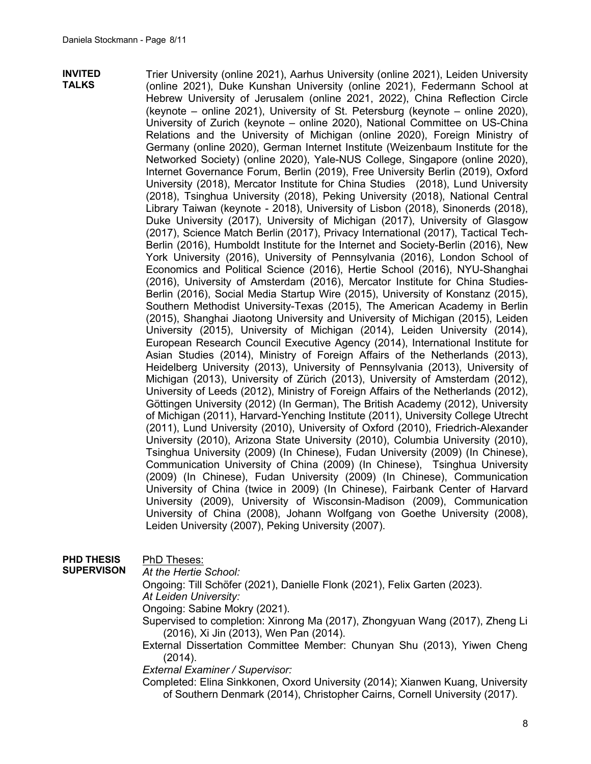**INVITED TALKS**

Trier University (online 2021), Aarhus University (online 2021), Leiden University (online 2021), Duke Kunshan University (online 2021), Federmann School at Hebrew University of Jerusalem (online 2021, 2022), China Reflection Circle (keynote – online 2021), University of St. Petersburg (keynote – online 2020), University of Zurich (keynote – online 2020), National Committee on US-China Relations and the University of Michigan (online 2020), Foreign Ministry of Germany (online 2020), German Internet Institute (Weizenbaum Institute for the Networked Society) (online 2020), Yale-NUS College, Singapore (online 2020), Internet Governance Forum, Berlin (2019), Free University Berlin (2019), Oxford University (2018), Mercator Institute for China Studies (2018), Lund University (2018), Tsinghua University (2018), Peking University (2018), National Central Library Taiwan (keynote - 2018), University of Lisbon (2018), Sinonerds (2018), Duke University (2017), University of Michigan (2017), University of Glasgow (2017), Science Match Berlin (2017), Privacy International (2017), Tactical Tech-Berlin (2016), Humboldt Institute for the Internet and Society-Berlin (2016), New York University (2016), University of Pennsylvania (2016), London School of Economics and Political Science (2016), Hertie School (2016), NYU-Shanghai (2016), University of Amsterdam (2016), Mercator Institute for China Studies-Berlin (2016), Social Media Startup Wire (2015), University of Konstanz (2015), Southern Methodist University-Texas (2015), The American Academy in Berlin (2015), Shanghai Jiaotong University and University of Michigan (2015), Leiden University (2015), University of Michigan (2014), Leiden University (2014), European Research Council Executive Agency (2014), International Institute for Asian Studies (2014), Ministry of Foreign Affairs of the Netherlands (2013), Heidelberg University (2013), University of Pennsylvania (2013), University of Michigan (2013), University of Zürich (2013), University of Amsterdam (2012), University of Leeds (2012), Ministry of Foreign Affairs of the Netherlands (2012), Göttingen University (2012) (In German), The British Academy (2012), University of Michigan (2011), Harvard-Yenching Institute (2011), University College Utrecht (2011), Lund University (2010), University of Oxford (2010), Friedrich-Alexander University (2010), Arizona State University (2010), Columbia University (2010), Tsinghua University (2009) (In Chinese), Fudan University (2009) (In Chinese), Communication University of China (2009) (In Chinese), Tsinghua University (2009) (In Chinese), Fudan University (2009) (In Chinese), Communication University of China (twice in 2009) (In Chinese), Fairbank Center of Harvard University (2009), University of Wisconsin-Madison (2009), Communication University of China (2008), Johann Wolfgang von Goethe University (2008), Leiden University (2007), Peking University (2007).

**PHD THESIS SUPERVISON**

PhD Theses:

*At the Hertie School:*

Ongoing: Till Schöfer (2021), Danielle Flonk (2021), Felix Garten (2023).

*At Leiden University:*

Ongoing: Sabine Mokry (2021).

Supervised to completion: Xinrong Ma (2017), Zhongyuan Wang (2017), Zheng Li (2016), Xi Jin (2013), Wen Pan (2014).

External Dissertation Committee Member: Chunyan Shu (2013), Yiwen Cheng (2014).

*External Examiner / Supervisor:*

Completed: Elina Sinkkonen, Oxord University (2014); Xianwen Kuang, University of Southern Denmark (2014), Christopher Cairns, Cornell University (2017).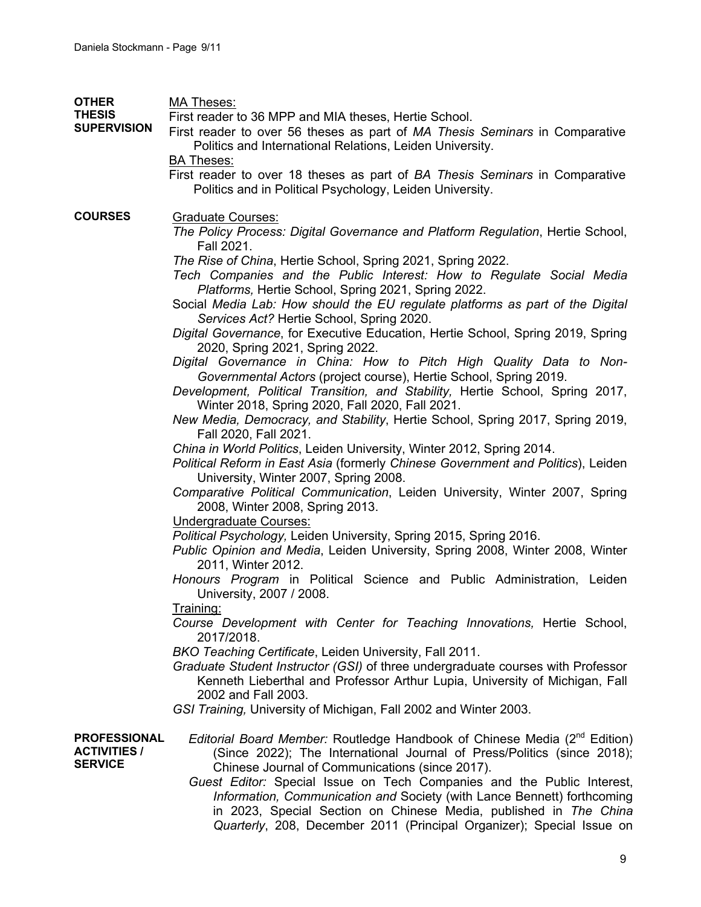**OTHER THESIS SUPERVISION**

MA Theses:

First reader to 36 MPP and MIA theses, Hertie School.

First reader to over 56 theses as part of *MA Thesis Seminars* in Comparative Politics and International Relations, Leiden University.

BA Theses:

First reader to over 18 theses as part of *BA Thesis Seminars* in Comparative Politics and in Political Psychology, Leiden University.

**COURSES**

Graduate Courses:

*The Policy Process: Digital Governance and Platform Regulation*, Hertie School, Fall 2021.

*The Rise of China*, Hertie School, Spring 2021, Spring 2022.

*Tech Companies and the Public Interest: How to Regulate Social Media Platforms,* Hertie School, Spring 2021, Spring 2022.

Social *Media Lab: How should the EU regulate platforms as part of the Digital Services Act?* Hertie School, Spring 2020.

*Digital Governance*, for Executive Education, Hertie School, Spring 2019, Spring 2020, Spring 2021, Spring 2022.

*Digital Governance in China: How to Pitch High Quality Data to Non-Governmental Actors* (project course), Hertie School, Spring 2019.

*Development, Political Transition, and Stability,* Hertie School, Spring 2017, Winter 2018, Spring 2020, Fall 2020, Fall 2021.

*New Media, Democracy, and Stability*, Hertie School, Spring 2017, Spring 2019, Fall 2020, Fall 2021.

*China in World Politics*, Leiden University, Winter 2012, Spring 2014.

*Political Reform in East Asia* (formerly *Chinese Government and Politics*), Leiden University, Winter 2007, Spring 2008.

*Comparative Political Communication*, Leiden University, Winter 2007, Spring 2008, Winter 2008, Spring 2013.

Undergraduate Courses:

*Political Psychology,* Leiden University, Spring 2015, Spring 2016.

*Public Opinion and Media*, Leiden University, Spring 2008, Winter 2008, Winter 2011, Winter 2012.

*Honours Program* in Political Science and Public Administration, Leiden University, 2007 / 2008.

Training:

*Course Development with Center for Teaching Innovations,* Hertie School, 2017/2018.

*BKO Teaching Certificate*, Leiden University, Fall 2011.

*Graduate Student Instructor (GSI)* of three undergraduate courses with Professor Kenneth Lieberthal and Professor Arthur Lupia, University of Michigan, Fall 2002 and Fall 2003.

*GSI Training,* University of Michigan, Fall 2002 and Winter 2003.

**PROFESSIONAL ACTIVITIES / SERVICE**

*Editorial Board Member:* Routledge Handbook of Chinese Media (2nd Edition) (Since 2022); The International Journal of Press/Politics (since 2018); Chinese Journal of Communications (since 2017).

*Guest Editor:* Special Issue on Tech Companies and the Public Interest, *Information, Communication and* Society (with Lance Bennett) forthcoming in 2023, Special Section on Chinese Media, published in *The China Quarterly*, 208, December 2011 (Principal Organizer); Special Issue on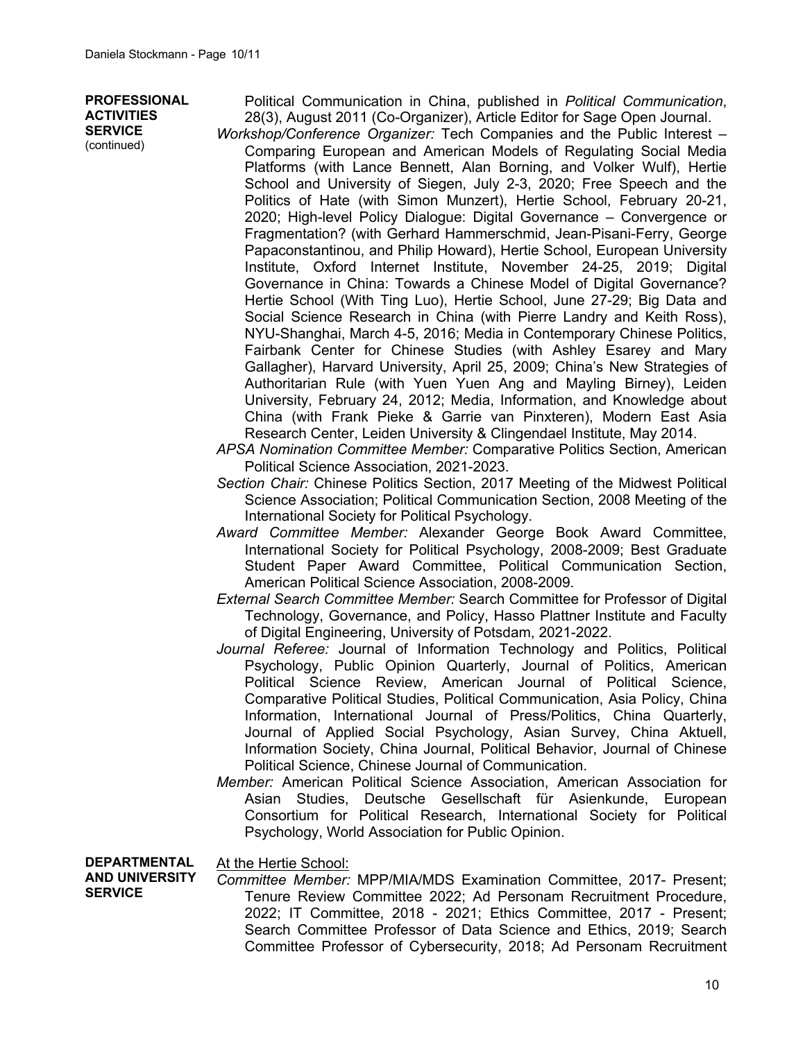**PROFESSIONAL ACTIVITIES SERVICE** (continued)

Political Communication in China, published in *Political Communication*, 28(3), August 2011 (Co-Organizer), Article Editor for Sage Open Journal.

*Workshop/Conference Organizer:* Tech Companies and the Public Interest – Comparing European and American Models of Regulating Social Media Platforms (with Lance Bennett, Alan Borning, and Volker Wulf), Hertie School and University of Siegen, July 2-3, 2020; Free Speech and the Politics of Hate (with Simon Munzert), Hertie School, February 20-21, 2020; High-level Policy Dialogue: Digital Governance – Convergence or Fragmentation? (with Gerhard Hammerschmid, Jean-Pisani-Ferry, George Papaconstantinou, and Philip Howard), Hertie School, European University Institute, Oxford Internet Institute, November 24-25, 2019; Digital Governance in China: Towards a Chinese Model of Digital Governance? Hertie School (With Ting Luo), Hertie School, June 27-29; Big Data and Social Science Research in China (with Pierre Landry and Keith Ross), NYU-Shanghai, March 4-5, 2016; Media in Contemporary Chinese Politics, Fairbank Center for Chinese Studies (with Ashley Esarey and Mary Gallagher), Harvard University, April 25, 2009; China's New Strategies of Authoritarian Rule (with Yuen Yuen Ang and Mayling Birney), Leiden University, February 24, 2012; Media, Information, and Knowledge about China (with Frank Pieke & Garrie van Pinxteren), Modern East Asia Research Center, Leiden University & Clingendael Institute, May 2014.

*APSA Nomination Committee Member:* Comparative Politics Section, American Political Science Association, 2021-2023.

*Section Chair:* Chinese Politics Section, 2017 Meeting of the Midwest Political Science Association; Political Communication Section, 2008 Meeting of the International Society for Political Psychology.

*Award Committee Member:* Alexander George Book Award Committee, International Society for Political Psychology, 2008-2009; Best Graduate Student Paper Award Committee, Political Communication Section, American Political Science Association, 2008-2009.

*External Search Committee Member:* Search Committee for Professor of Digital Technology, Governance, and Policy, Hasso Plattner Institute and Faculty of Digital Engineering, University of Potsdam, 2021-2022.

*Journal Referee:* Journal of Information Technology and Politics, Political Psychology, Public Opinion Quarterly, Journal of Politics, American Political Science Review, American Journal of Political Science, Comparative Political Studies, Political Communication, Asia Policy, China Information, International Journal of Press/Politics, China Quarterly, Journal of Applied Social Psychology, Asian Survey, China Aktuell, Information Society, China Journal, Political Behavior, Journal of Chinese Political Science, Chinese Journal of Communication.

*Member:* American Political Science Association, American Association for Asian Studies, Deutsche Gesellschaft für Asienkunde, European Consortium for Political Research, International Society for Political Psychology, World Association for Public Opinion.

**DEPARTMENTAL AND UNIVERSITY SERVICE**

At the Hertie School:

*Committee Member:* MPP/MIA/MDS Examination Committee, 2017- Present; Tenure Review Committee 2022; Ad Personam Recruitment Procedure, 2022; IT Committee, 2018 - 2021; Ethics Committee, 2017 - Present; Search Committee Professor of Data Science and Ethics, 2019; Search Committee Professor of Cybersecurity, 2018; Ad Personam Recruitment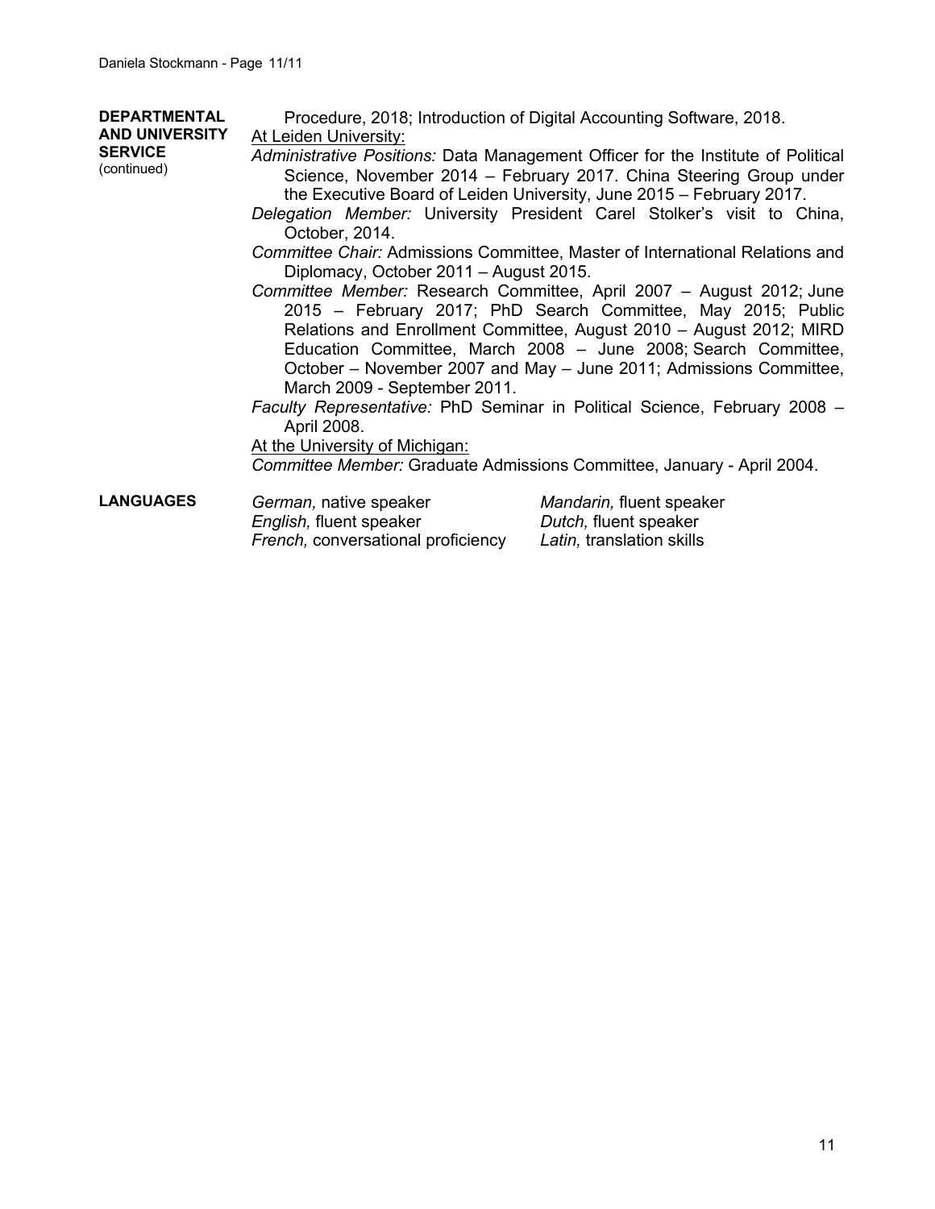**DEPARTMENTAL AND UNIVERSITY SERVICE** (continued)

Procedure, 2018; Introduction of Digital Accounting Software, 2018.

At Leiden University:

*Administrative Positions:* Data Management Officer for the Institute of Political Science, November 2014 – February 2017. China Steering Group under the Executive Board of Leiden University, June 2015 – February 2017.

*Delegation Member:* University President Carel Stolker's visit to China, October, 2014.

*Committee Chair:* Admissions Committee, Master of International Relations and Diplomacy, October 2011 – August 2015.

*Committee Member:* Research Committee, April 2007 – August 2012; June 2015 – February 2017; PhD Search Committee, May 2015; Public Relations and Enrollment Committee, August 2010 – August 2012; MIRD Education Committee, March 2008 – June 2008; Search Committee, October – November 2007 and May – June 2011; Admissions Committee, March 2009 - September 2011.

*Faculty Representative:* PhD Seminar in Political Science, February 2008 – April 2008.

At the University of Michigan:

*Committee Member:* Graduate Admissions Committee, January - April 2004.

**LANGUAGES**

*German,* native speaker
*English,* fluent speaker
*French,* conversational proficiency
*Mandarin,* fluent speaker
*Dutch,* fluent speaker
*Latin,* translation skills